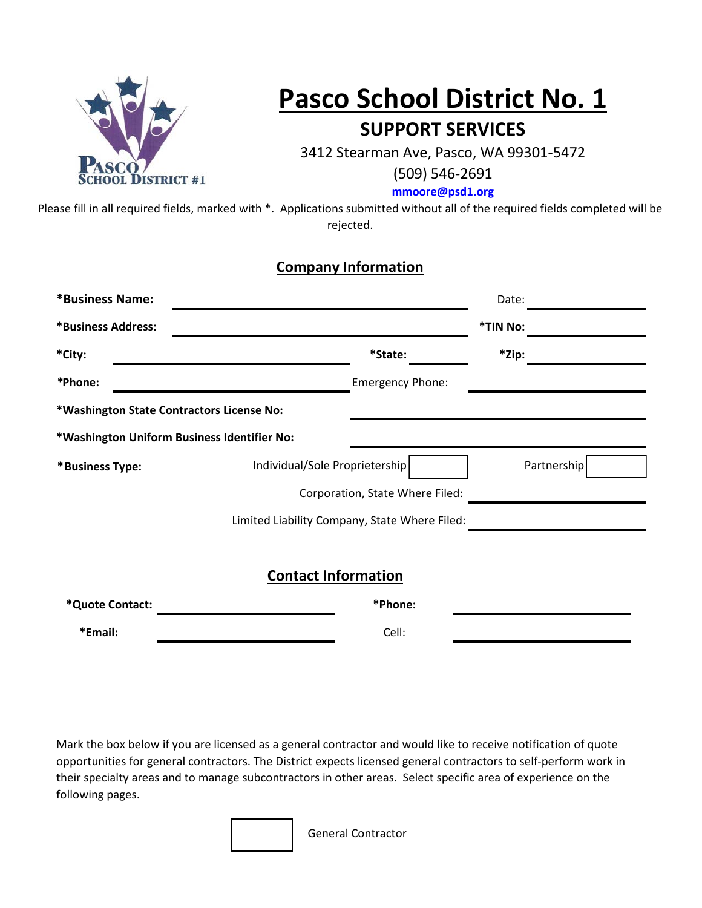# Pasco School District No. 1

## SUPPORT SERVICES

3412 Stearman Ave, Pasco, WA 99301-5472

(509) 546-2691

**mmoore@psd1.org**

Please fill in all required fields, marked with *. Applications submitted without all of the required fields completed will be rejected.

## Company Information

**\*Business Name:** ______________________ Date: ____________

**\*Business Address:** ______________________ **\*TIN No:** ____________

**\*City:** ____________ **\*State:** ________ **\*Zip:** ____________

**\*Phone:** ____________ Emergency Phone: ____________

**\*Washington State Contractors License No:** ____________

**\*Washington Uniform Business Identifier No:** ____________

**\*Business Type:** Individual/Sole Proprietership ☐ Partnership ☐

Corporation, State Where Filed: ____________

Limited Liability Company, State Where Filed: ____________

## Contact Information

**\*Quote Contact:** ____________ **\*Phone:** ____________

**\*Email:** ____________ Cell: ____________

Mark the box below if you are licensed as a general contractor and would like to receive notification of quote opportunities for general contractors. The District expects licensed general contractors to self-perform work in their specialty areas and to manage subcontractors in other areas. Select specific area of experience on the following pages.

☐ General Contractor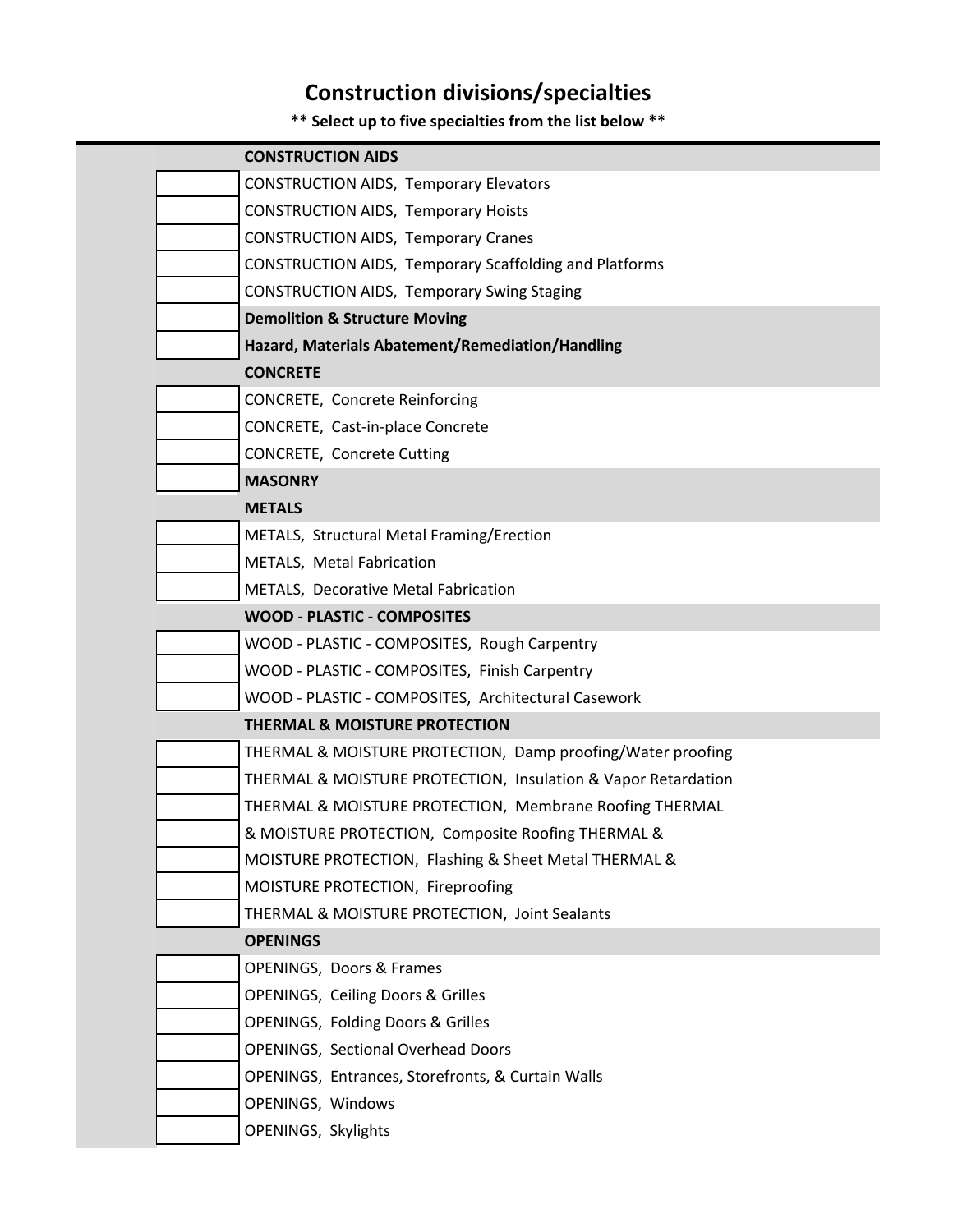# Construction divisions/specialties

**** Select up to five specialties from the list below ****

| | |
|---|---|
| | **CONSTRUCTION AIDS** |
| ☐ | CONSTRUCTION AIDS, Temporary Elevators |
| ☐ | CONSTRUCTION AIDS, Temporary Hoists |
| ☐ | CONSTRUCTION AIDS, Temporary Cranes |
| ☐ | CONSTRUCTION AIDS, Temporary Scaffolding and Platforms |
| ☐ | CONSTRUCTION AIDS, Temporary Swing Staging |
| ☐ | **Demolition & Structure Moving** |
| ☐ | **Hazard, Materials Abatement/Remediation/Handling** |
| | **CONCRETE** |
| ☐ | CONCRETE, Concrete Reinforcing |
| ☐ | CONCRETE, Cast-in-place Concrete |
| ☐ | CONCRETE, Concrete Cutting |
| ☐ | **MASONRY** |
| | **METALS** |
| ☐ | METALS, Structural Metal Framing/Erection |
| ☐ | METALS, Metal Fabrication |
| ☐ | METALS, Decorative Metal Fabrication |
| | **WOOD - PLASTIC - COMPOSITES** |
| ☐ | WOOD - PLASTIC - COMPOSITES, Rough Carpentry |
| ☐ | WOOD - PLASTIC - COMPOSITES, Finish Carpentry |
| ☐ | WOOD - PLASTIC - COMPOSITES, Architectural Casework |
| | **THERMAL & MOISTURE PROTECTION** |
| ☐ | THERMAL & MOISTURE PROTECTION, Damp proofing/Water proofing |
| ☐ | THERMAL & MOISTURE PROTECTION, Insulation & Vapor Retardation |
| ☐ | THERMAL & MOISTURE PROTECTION, Membrane Roofing |
| ☐ | THERMAL & MOISTURE PROTECTION, Composite Roofing |
| ☐ | THERMAL & MOISTURE PROTECTION, Flashing & Sheet Metal |
| ☐ | THERMAL & MOISTURE PROTECTION, Fireproofing |
| ☐ | THERMAL & MOISTURE PROTECTION, Joint Sealants |
| | **OPENINGS** |
| ☐ | OPENINGS, Doors & Frames |
| ☐ | OPENINGS, Ceiling Doors & Grilles |
| ☐ | OPENINGS, Folding Doors & Grilles |
| ☐ | OPENINGS, Sectional Overhead Doors |
| ☐ | OPENINGS, Entrances, Storefronts, & Curtain Walls |
| ☐ | OPENINGS, Windows |
| ☐ | OPENINGS, Skylights |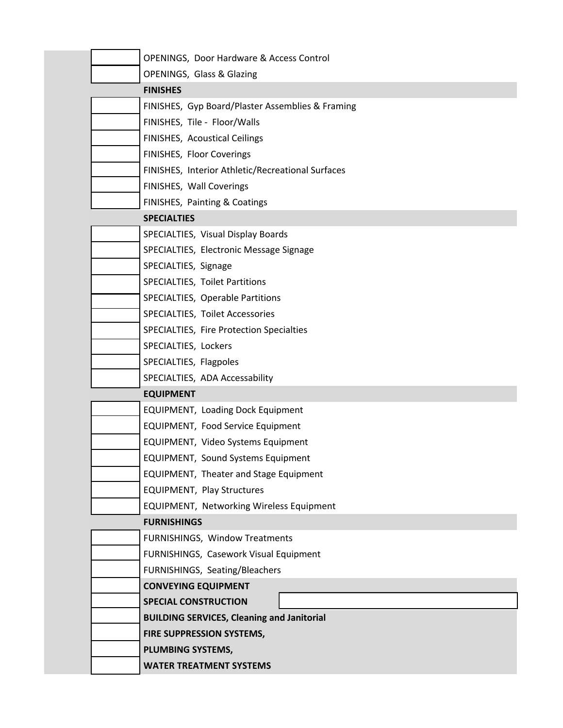| | |
|---|---|
| | OPENINGS, Door Hardware & Access Control |
| | OPENINGS, Glass & Glazing |
| | **FINISHES** |
| | FINISHES, Gyp Board/Plaster Assemblies & Framing |
| | FINISHES, Tile - Floor/Walls |
| | FINISHES, Acoustical Ceilings |
| | FINISHES, Floor Coverings |
| | FINISHES, Interior Athletic/Recreational Surfaces |
| | FINISHES, Wall Coverings |
| | FINISHES, Painting & Coatings |
| | **SPECIALTIES** |
| | SPECIALTIES, Visual Display Boards |
| | SPECIALTIES, Electronic Message Signage |
| | SPECIALTIES, Signage |
| | SPECIALTIES, Toilet Partitions |
| | SPECIALTIES, Operable Partitions |
| | SPECIALTIES, Toilet Accessories |
| | SPECIALTIES, Fire Protection Specialties |
| | SPECIALTIES, Lockers |
| | SPECIALTIES, Flagpoles |
| | SPECIALTIES, ADA Accessability |
| | **EQUIPMENT** |
| | EQUIPMENT, Loading Dock Equipment |
| | EQUIPMENT, Food Service Equipment |
| | EQUIPMENT, Video Systems Equipment |
| | EQUIPMENT, Sound Systems Equipment |
| | EQUIPMENT, Theater and Stage Equipment |
| | EQUIPMENT, Play Structures |
| | EQUIPMENT, Networking Wireless Equipment |
| | **FURNISHINGS** |
| | FURNISHINGS, Window Treatments |
| | FURNISHINGS, Casework Visual Equipment |
| | FURNISHINGS, Seating/Bleachers |
| | **CONVEYING EQUIPMENT** |
| | **SPECIAL CONSTRUCTION** |
| | **BUILDING SERVICES, Cleaning and Janitorial** |
| | **FIRE SUPPRESSION SYSTEMS,** |
| | **PLUMBING SYSTEMS,** |
| | **WATER TREATMENT SYSTEMS** |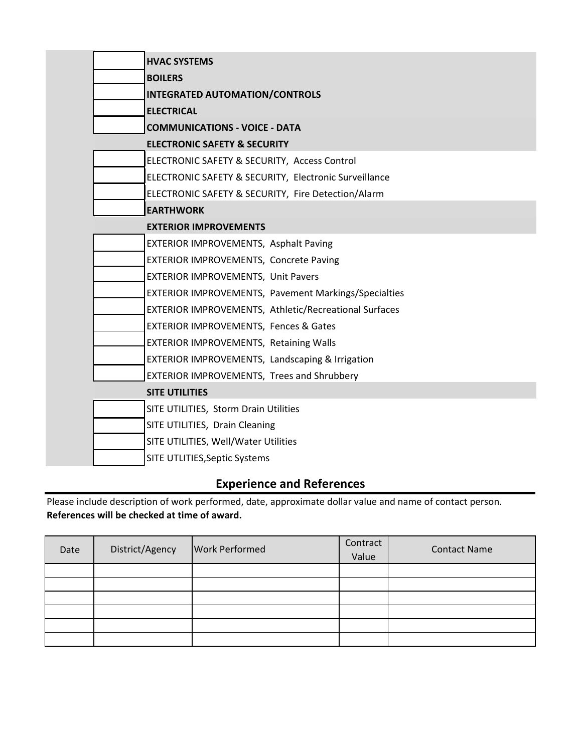| | |
|---|---|
| | **HVAC SYSTEMS** |
| | **BOILERS** |
| | **INTEGRATED AUTOMATION/CONTROLS** |
| | **ELECTRICAL** |
| | **COMMUNICATIONS - VOICE - DATA** |
| | **ELECTRONIC SAFETY & SECURITY** |
| | ELECTRONIC SAFETY & SECURITY, Access Control |
| | ELECTRONIC SAFETY & SECURITY, Electronic Surveillance |
| | ELECTRONIC SAFETY & SECURITY, Fire Detection/Alarm |
| | **EARTHWORK** |
| | **EXTERIOR IMPROVEMENTS** |
| | EXTERIOR IMPROVEMENTS, Asphalt Paving |
| | EXTERIOR IMPROVEMENTS, Concrete Paving |
| | EXTERIOR IMPROVEMENTS, Unit Pavers |
| | EXTERIOR IMPROVEMENTS, Pavement Markings/Specialties |
| | EXTERIOR IMPROVEMENTS, Athletic/Recreational Surfaces |
| | EXTERIOR IMPROVEMENTS, Fences & Gates |
| | EXTERIOR IMPROVEMENTS, Retaining Walls |
| | EXTERIOR IMPROVEMENTS, Landscaping & Irrigation |
| | EXTERIOR IMPROVEMENTS, Trees and Shrubbery |
| | **SITE UTILITIES** |
| | SITE UTILITIES, Storm Drain Utilities |
| | SITE UTILITIES, Drain Cleaning |
| | SITE UTILITIES, Well/Water Utilities |
| | SITE UTLITIES,Septic Systems |

## Experience and References

Please include description of work performed, date, approximate dollar value and name of contact person.
**References will be checked at time of award.**

| Date | District/Agency | Work Performed | Contract Value | Contact Name |
|---|---|---|---|---|
| | | | | |
| | | | | |
| | | | | |
| | | | | |
| | | | | |
| | | | | |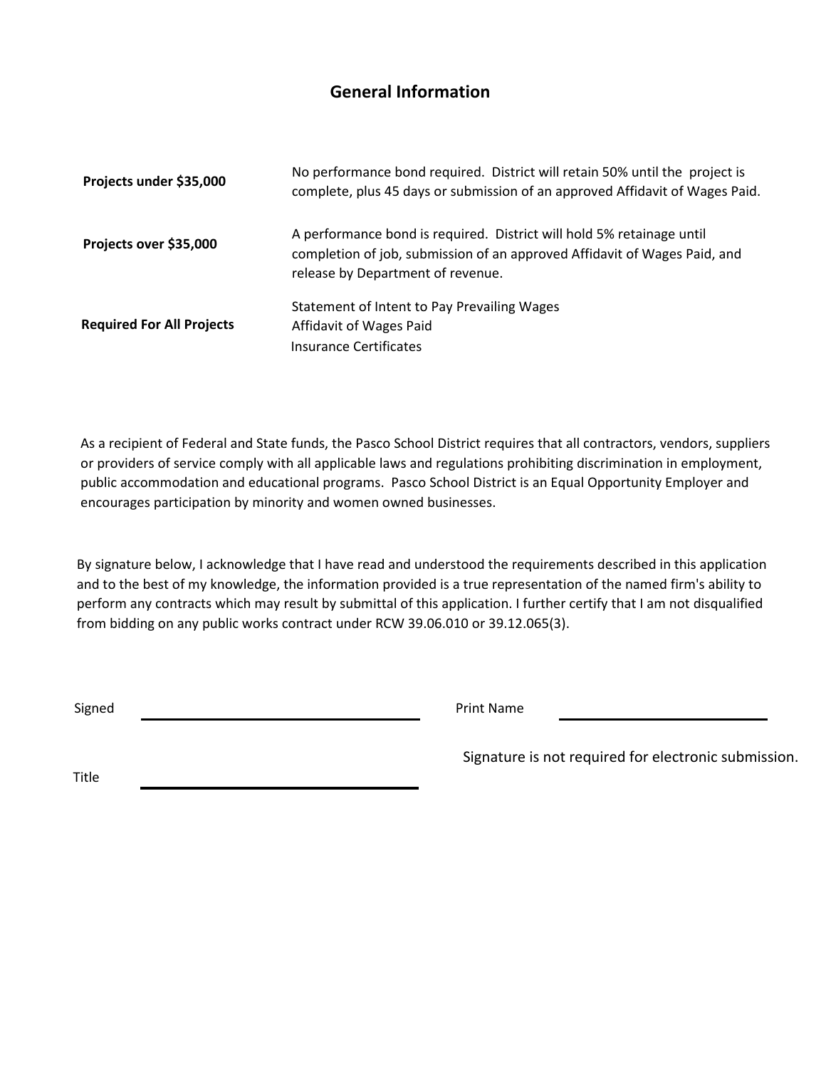## General Information

| | |
|---|---|
| **Projects under $35,000** | No performance bond required. District will retain 50% until the project is complete, plus 45 days or submission of an approved Affidavit of Wages Paid. |
| **Projects over $35,000** | A performance bond is required. District will hold 5% retainage until completion of job, submission of an approved Affidavit of Wages Paid, and release by Department of revenue. |
| **Required For All Projects** | Statement of Intent to Pay Prevailing Wages<br>Affidavit of Wages Paid<br>Insurance Certificates |

As a recipient of Federal and State funds, the Pasco School District requires that all contractors, vendors, suppliers or providers of service comply with all applicable laws and regulations prohibiting discrimination in employment, public accommodation and educational programs. Pasco School District is an Equal Opportunity Employer and encourages participation by minority and women owned businesses.

By signature below, I acknowledge that I have read and understood the requirements described in this application and to the best of my knowledge, the information provided is a true representation of the named firm's ability to perform any contracts which may result by submittal of this application. I further certify that I am not disqualified from bidding on any public works contract under RCW 39.06.010 or 39.12.065(3).

Signed ______________________________ Print Name ______________________________

Title ______________________________

Signature is not required for electronic submission.